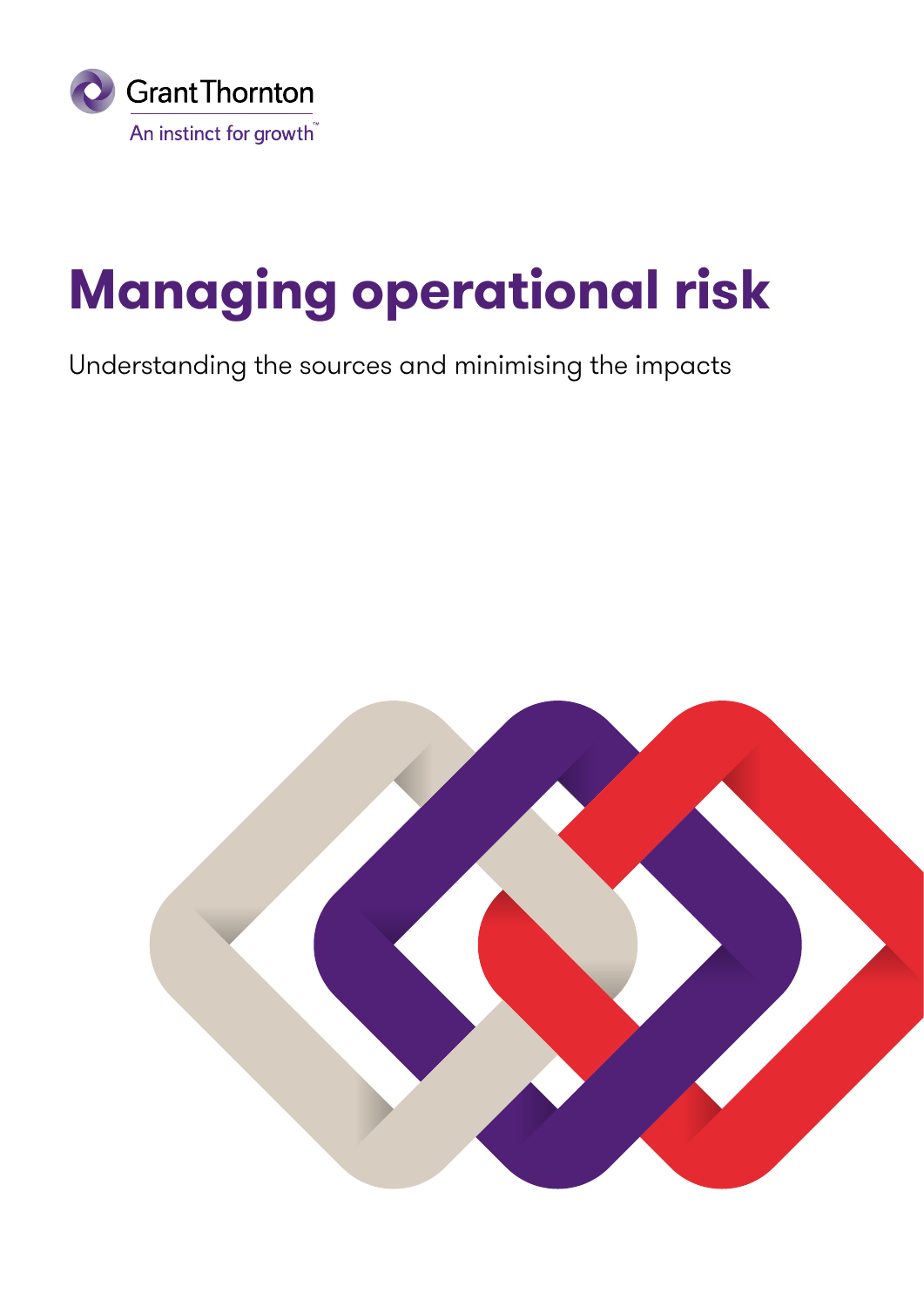Grant Thornton

An instinct for growth™

# Managing operational risk

Understanding the sources and minimising the impacts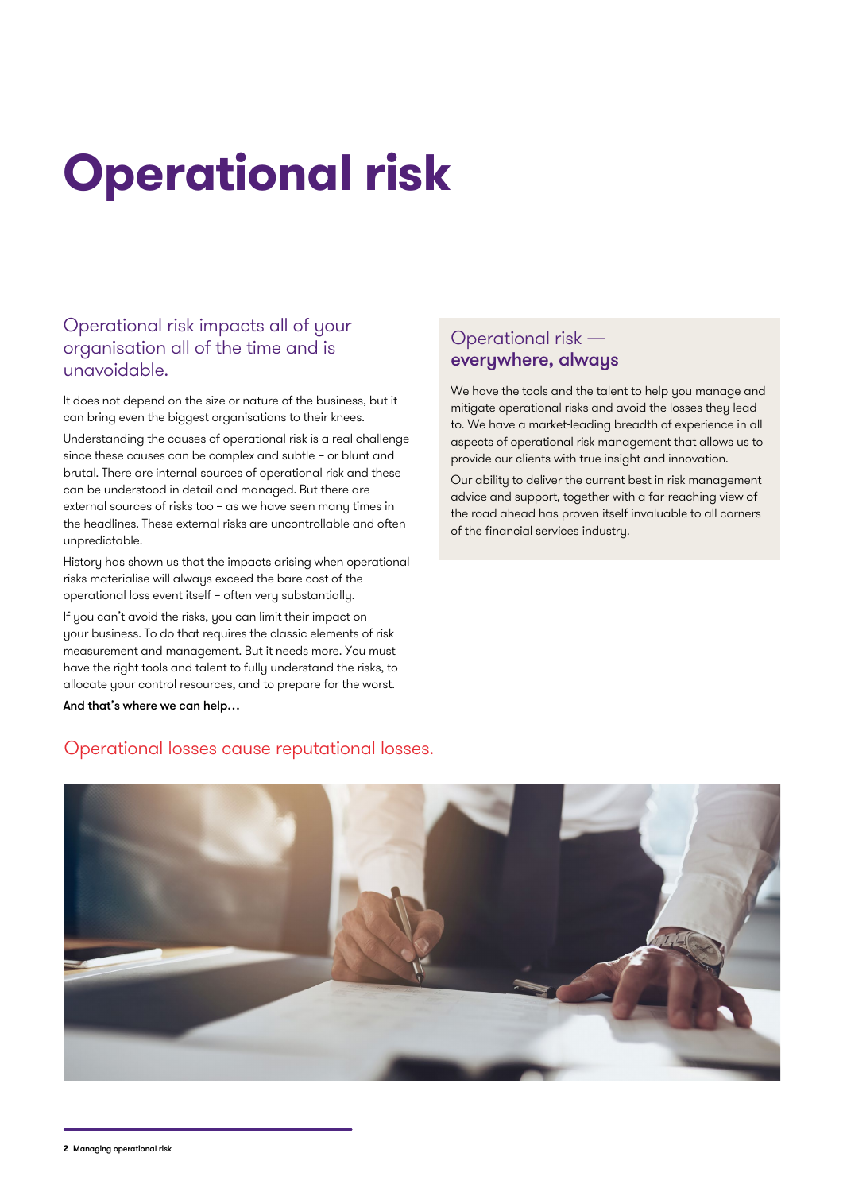# Operational risk

## Operational risk impacts all of your organisation all of the time and is unavoidable.

It does not depend on the size or nature of the business, but it can bring even the biggest organisations to their knees.

Understanding the causes of operational risk is a real challenge since these causes can be complex and subtle – or blunt and brutal. There are internal sources of operational risk and these can be understood in detail and managed. But there are external sources of risks too – as we have seen many times in the headlines. These external risks are uncontrollable and often unpredictable.

History has shown us that the impacts arising when operational risks materialise will always exceed the bare cost of the operational loss event itself – often very substantially.

If you can't avoid the risks, you can limit their impact on your business. To do that requires the classic elements of risk measurement and management. But it needs more. You must have the right tools and talent to fully understand the risks, to allocate your control resources, and to prepare for the worst.

**And that's where we can help…**

## Operational risk — **everywhere, always**

We have the tools and the talent to help you manage and mitigate operational risks and avoid the losses they lead to. We have a market-leading breadth of experience in all aspects of operational risk management that allows us to provide our clients with true insight and innovation.

Our ability to deliver the current best in risk management advice and support, together with a far-reaching view of the road ahead has proven itself invaluable to all corners of the financial services industry.

## Operational losses cause reputational losses.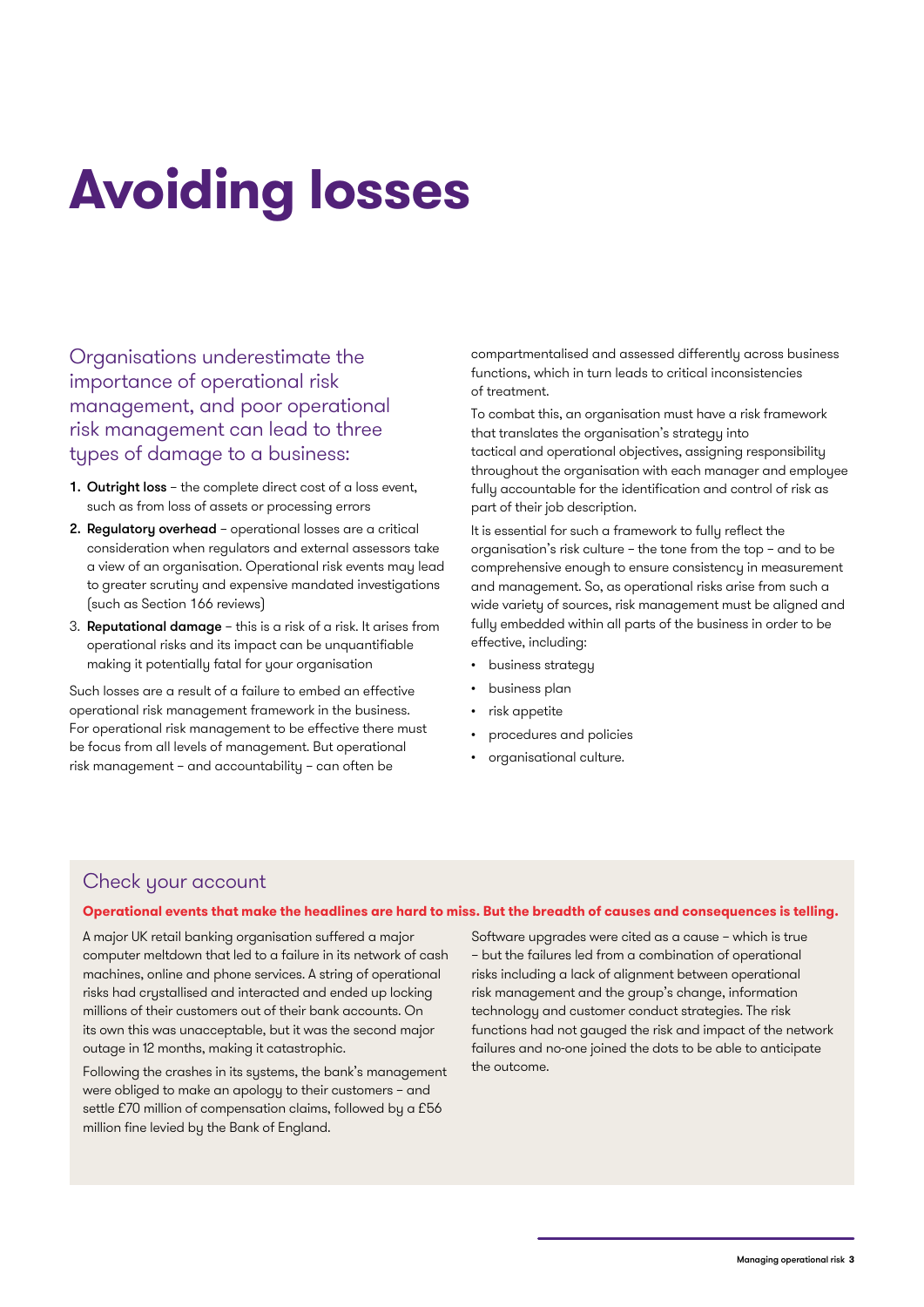# Avoiding losses

Organisations underestimate the importance of operational risk management, and poor operational risk management can lead to three types of damage to a business:

1. **Outright loss** – the complete direct cost of a loss event, such as from loss of assets or processing errors
2. **Regulatory overhead** – operational losses are a critical consideration when regulators and external assessors take a view of an organisation. Operational risk events may lead to greater scrutiny and expensive mandated investigations (such as Section 166 reviews)
3. **Reputational damage** – this is a risk of a risk. It arises from operational risks and its impact can be unquantifiable making it potentially fatal for your organisation

Such losses are a result of a failure to embed an effective operational risk management framework in the business. For operational risk management to be effective there must be focus from all levels of management. But operational risk management – and accountability – can often be compartmentalised and assessed differently across business functions, which in turn leads to critical inconsistencies of treatment.

To combat this, an organisation must have a risk framework that translates the organisation's strategy into tactical and operational objectives, assigning responsibility throughout the organisation with each manager and employee fully accountable for the identification and control of risk as part of their job description.

It is essential for such a framework to fully reflect the organisation's risk culture – the tone from the top – and to be comprehensive enough to ensure consistency in measurement and management. So, as operational risks arise from such a wide variety of sources, risk management must be aligned and fully embedded within all parts of the business in order to be effective, including:

- business strategy
- business plan
- risk appetite
- procedures and policies
- organisational culture.

## Check your account

**Operational events that make the headlines are hard to miss. But the breadth of causes and consequences is telling.**

A major UK retail banking organisation suffered a major computer meltdown that led to a failure in its network of cash machines, online and phone services. A string of operational risks had crystallised and interacted and ended up locking millions of their customers out of their bank accounts. On its own this was unacceptable, but it was the second major outage in 12 months, making it catastrophic.

Following the crashes in its systems, the bank's management were obliged to make an apology to their customers – and settle £70 million of compensation claims, followed by a £56 million fine levied by the Bank of England.

Software upgrades were cited as a cause – which is true – but the failures led from a combination of operational risks including a lack of alignment between operational risk management and the group's change, information technology and customer conduct strategies. The risk functions had not gauged the risk and impact of the network failures and no-one joined the dots to be able to anticipate the outcome.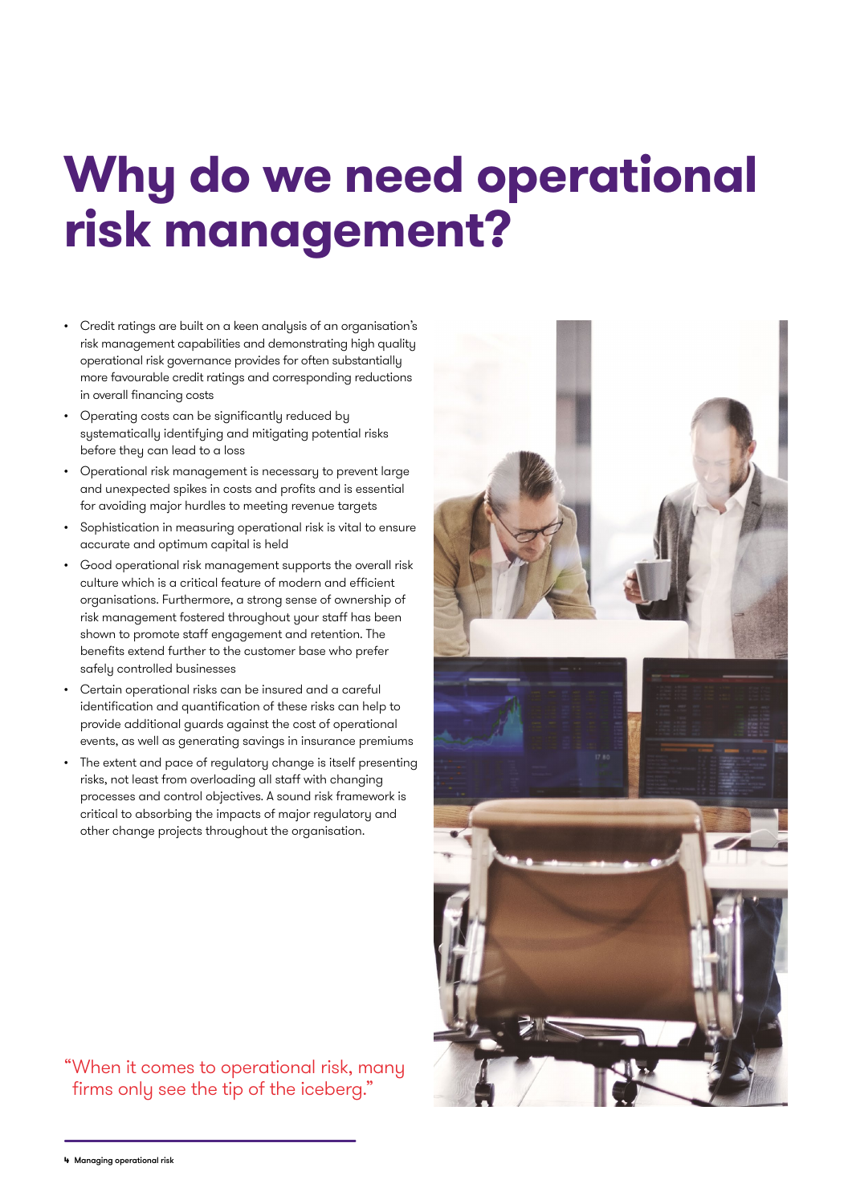# Why do we need operational risk management?

- Credit ratings are built on a keen analysis of an organisation's risk management capabilities and demonstrating high quality operational risk governance provides for often substantially more favourable credit ratings and corresponding reductions in overall financing costs
- Operating costs can be significantly reduced by systematically identifying and mitigating potential risks before they can lead to a loss
- Operational risk management is necessary to prevent large and unexpected spikes in costs and profits and is essential for avoiding major hurdles to meeting revenue targets
- Sophistication in measuring operational risk is vital to ensure accurate and optimum capital is held
- Good operational risk management supports the overall risk culture which is a critical feature of modern and efficient organisations. Furthermore, a strong sense of ownership of risk management fostered throughout your staff has been shown to promote staff engagement and retention. The benefits extend further to the customer base who prefer safely controlled businesses
- Certain operational risks can be insured and a careful identification and quantification of these risks can help to provide additional guards against the cost of operational events, as well as generating savings in insurance premiums
- The extent and pace of regulatory change is itself presenting risks, not least from overloading all staff with changing processes and control objectives. A sound risk framework is critical to absorbing the impacts of major regulatory and other change projects throughout the organisation.

"When it comes to operational risk, many firms only see the tip of the iceberg."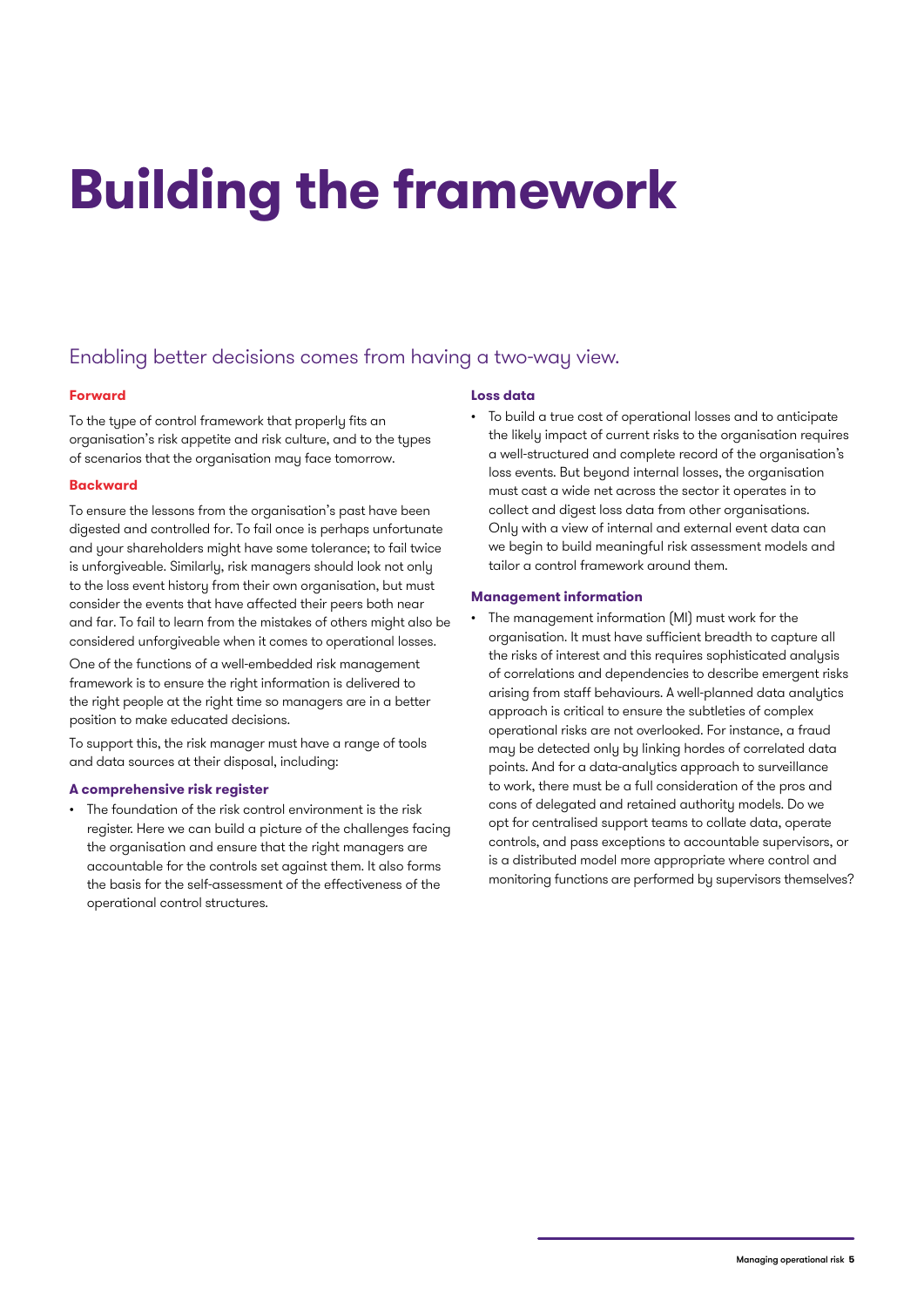# Building the framework

## Enabling better decisions comes from having a two-way view.

### Forward

To the type of control framework that properly fits an organisation's risk appetite and risk culture, and to the types of scenarios that the organisation may face tomorrow.

### Backward

To ensure the lessons from the organisation's past have been digested and controlled for. To fail once is perhaps unfortunate and your shareholders might have some tolerance; to fail twice is unforgiveable. Similarly, risk managers should look not only to the loss event history from their own organisation, but must consider the events that have affected their peers both near and far. To fail to learn from the mistakes of others might also be considered unforgiveable when it comes to operational losses.

One of the functions of a well-embedded risk management framework is to ensure the right information is delivered to the right people at the right time so managers are in a better position to make educated decisions.

To support this, the risk manager must have a range of tools and data sources at their disposal, including:

### A comprehensive risk register

- The foundation of the risk control environment is the risk register. Here we can build a picture of the challenges facing the organisation and ensure that the right managers are accountable for the controls set against them. It also forms the basis for the self-assessment of the effectiveness of the operational control structures.

### Loss data

- To build a true cost of operational losses and to anticipate the likely impact of current risks to the organisation requires a well-structured and complete record of the organisation's loss events. But beyond internal losses, the organisation must cast a wide net across the sector it operates in to collect and digest loss data from other organisations. Only with a view of internal and external event data can we begin to build meaningful risk assessment models and tailor a control framework around them.

### Management information

- The management information (MI) must work for the organisation. It must have sufficient breadth to capture all the risks of interest and this requires sophisticated analysis of correlations and dependencies to describe emergent risks arising from staff behaviours. A well-planned data analytics approach is critical to ensure the subtleties of complex operational risks are not overlooked. For instance, a fraud may be detected only by linking hordes of correlated data points. And for a data-analytics approach to surveillance to work, there must be a full consideration of the pros and cons of delegated and retained authority models. Do we opt for centralised support teams to collate data, operate controls, and pass exceptions to accountable supervisors, or is a distributed model more appropriate where control and monitoring functions are performed by supervisors themselves?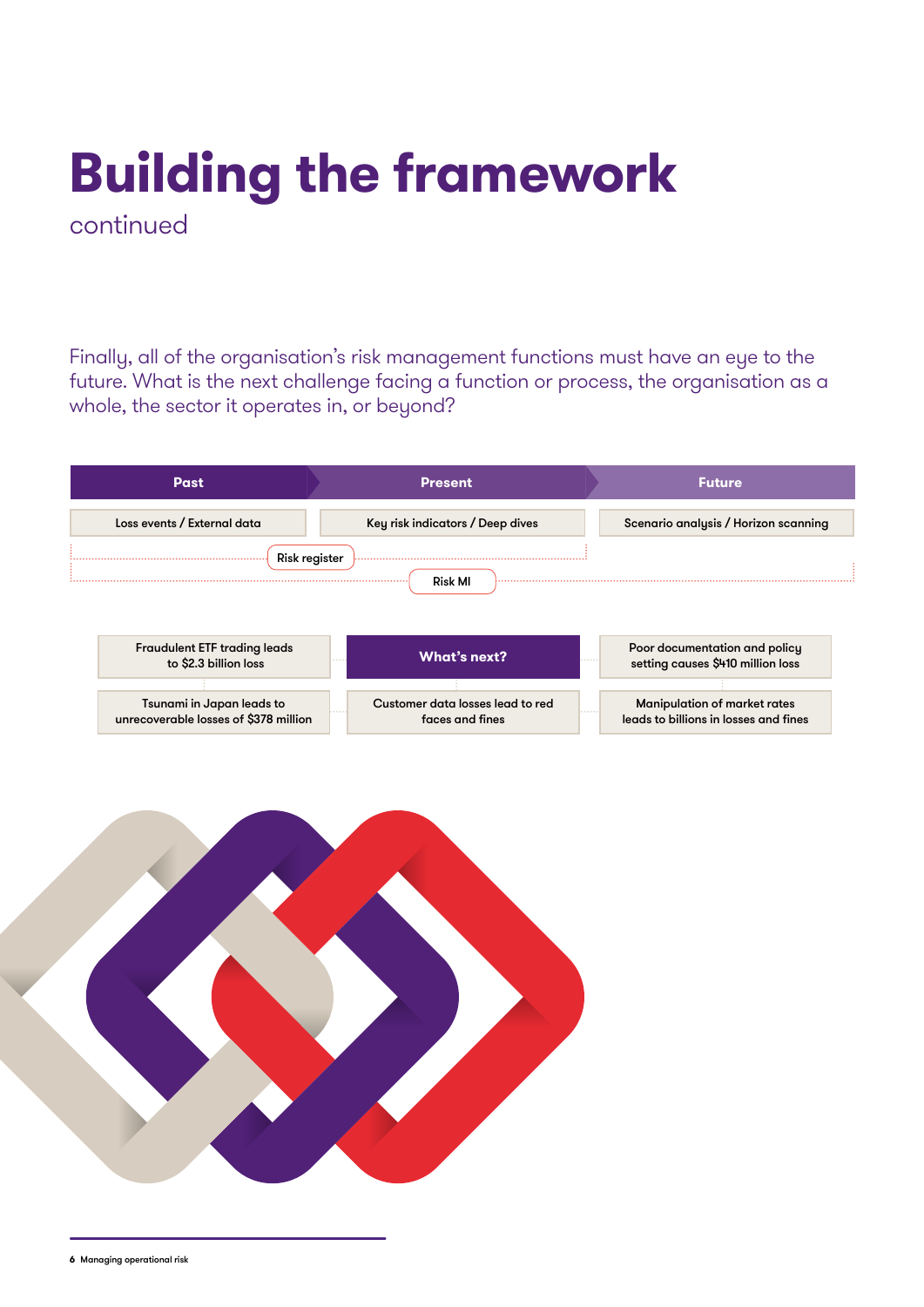# Building the framework

continued

Finally, all of the organisation's risk management functions must have an eye to the future. What is the next challenge facing a function or process, the organisation as a whole, the sector it operates in, or beyond?

| Past | Present | Future |
| --- | --- | --- |
| Loss events / External data | Key risk indicators / Deep dives | Scenario analysis / Horizon scanning |

Risk register

Risk MI

| | | |
| --- | --- | --- |
| Fraudulent ETF trading leads to $2.3 billion loss | **What's next?** | Poor documentation and policy setting causes $410 million loss |
| Tsunami in Japan leads to unrecoverable losses of $378 million | Customer data losses lead to red faces and fines | Manipulation of market rates leads to billions in losses and fines |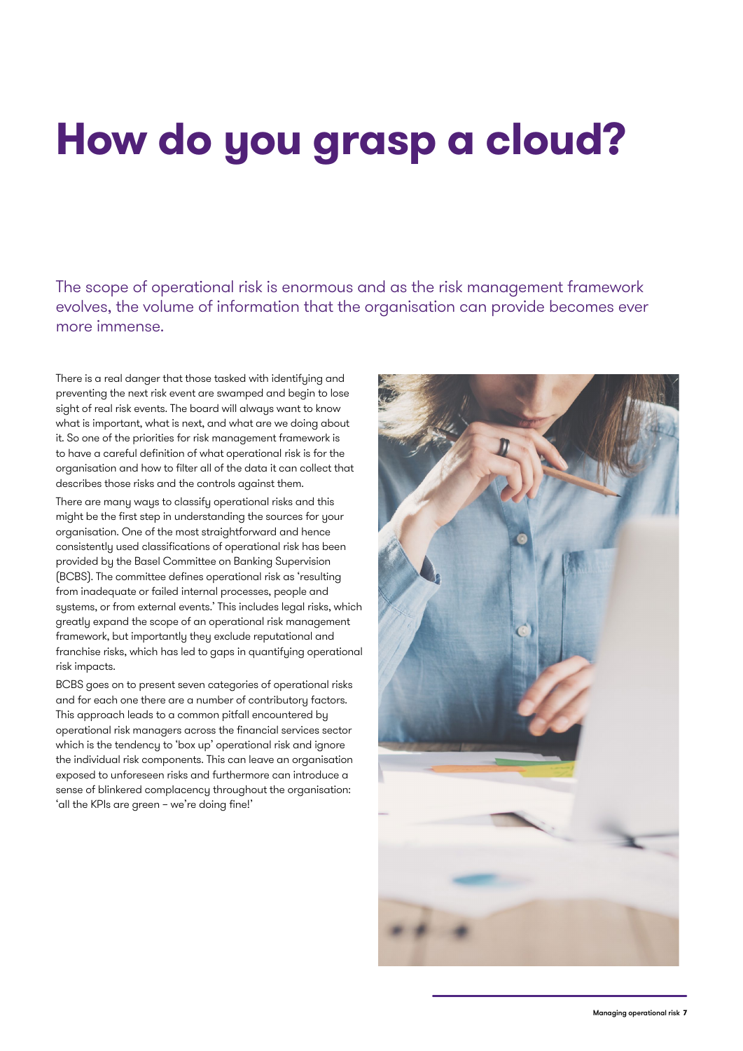# How do you grasp a cloud?

The scope of operational risk is enormous and as the risk management framework evolves, the volume of information that the organisation can provide becomes ever more immense.

There is a real danger that those tasked with identifying and preventing the next risk event are swamped and begin to lose sight of real risk events. The board will always want to know what is important, what is next, and what are we doing about it. So one of the priorities for risk management framework is to have a careful definition of what operational risk is for the organisation and how to filter all of the data it can collect that describes those risks and the controls against them.

There are many ways to classify operational risks and this might be the first step in understanding the sources for your organisation. One of the most straightforward and hence consistently used classifications of operational risk has been provided by the Basel Committee on Banking Supervision (BCBS). The committee defines operational risk as 'resulting from inadequate or failed internal processes, people and systems, or from external events.' This includes legal risks, which greatly expand the scope of an operational risk management framework, but importantly they exclude reputational and franchise risks, which has led to gaps in quantifying operational risk impacts.

BCBS goes on to present seven categories of operational risks and for each one there are a number of contributory factors. This approach leads to a common pitfall encountered by operational risk managers across the financial services sector which is the tendency to 'box up' operational risk and ignore the individual risk components. This can leave an organisation exposed to unforeseen risks and furthermore can introduce a sense of blinkered complacency throughout the organisation: 'all the KPIs are green – we're doing fine!'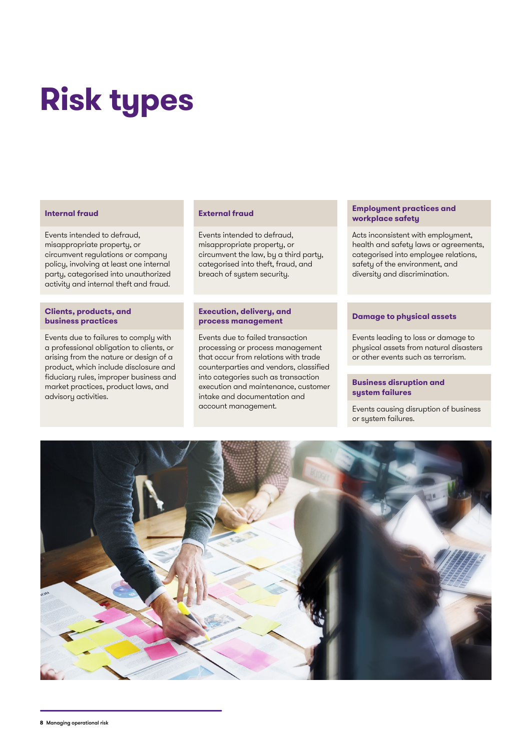# Risk types

### Internal fraud

Events intended to defraud, misappropriate property, or circumvent regulations or company policy, involving at least one internal party, categorised into unauthorized activity and internal theft and fraud.

### External fraud

Events intended to defraud, misappropriate property, or circumvent the law, by a third party, categorised into theft, fraud, and breach of system security.

### Employment practices and workplace safety

Acts inconsistent with employment, health and safety laws or agreements, categorised into employee relations, safety of the environment, and diversity and discrimination.

### Clients, products, and business practices

Events due to failures to comply with a professional obligation to clients, or arising from the nature or design of a product, which include disclosure and fiduciary rules, improper business and market practices, product laws, and advisory activities.

### Execution, delivery, and process management

Events due to failed transaction processing or process management that occur from relations with trade counterparties and vendors, classified into categories such as transaction execution and maintenance, customer intake and documentation and account management.

### Damage to physical assets

Events leading to loss or damage to physical assets from natural disasters or other events such as terrorism.

### Business disruption and system failures

Events causing disruption of business or system failures.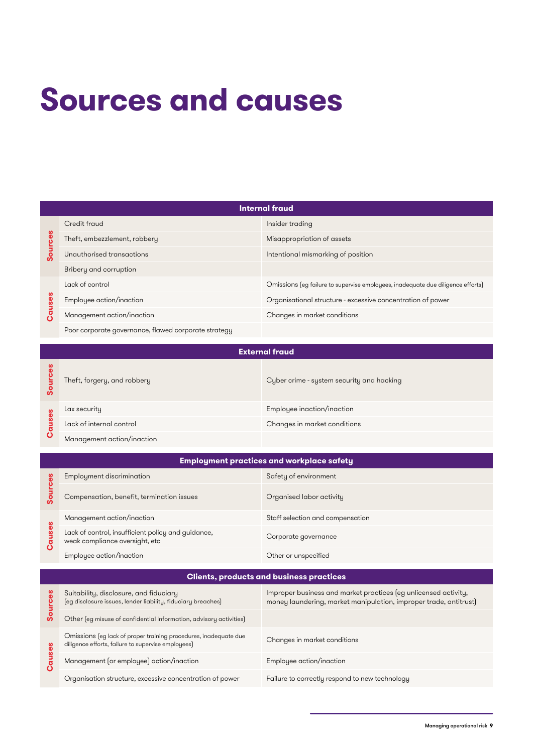# Sources and causes

| Internal fraud | | |
|---|---|---|
| Sources | Credit fraud | Insider trading |
| | Theft, embezzlement, robbery | Misappropriation of assets |
| | Unauthorised transactions | Intentional mismarking of position |
| | Bribery and corruption | |
| Causes | Lack of control | Omissions (eg failure to supervise employees, inadequate due diligence efforts) |
| | Employee action/inaction | Organisational structure - excessive concentration of power |
| | Management action/inaction | Changes in market conditions |
| | Poor corporate governance, flawed corporate strategy | |

| External fraud | | |
|---|---|---|
| Sources | Theft, forgery, and robbery | Cyber crime - system security and hacking |
| Causes | Lax security | Employee inaction/inaction |
| | Lack of internal control | Changes in market conditions |
| | Management action/inaction | |

| Employment practices and workplace safety | | |
|---|---|---|
| Sources | Employment discrimination | Safety of environment |
| | Compensation, benefit, termination issues | Organised labor activity |
| Causes | Management action/inaction | Staff selection and compensation |
| | Lack of control, insufficient policy and guidance, weak compliance oversight, etc | Corporate governance |
| | Employee action/inaction | Other or unspecified |

| Clients, products and business practices | | |
|---|---|---|
| Sources | Suitability, disclosure, and fiduciary (eg disclosure issues, lender liability, fiduciary breaches) | Improper business and market practices (eg unlicensed activity, money laundering, market manipulation, improper trade, antitrust) |
| | Other (eg misuse of confidential information, advisory activities) | |
| Causes | Omissions (eg lack of proper training procedures, inadequate due diligence efforts, failure to supervise employees) | Changes in market conditions |
| | Management (or employee) action/inaction | Employee action/inaction |
| | Organisation structure, excessive concentration of power | Failure to correctly respond to new technology |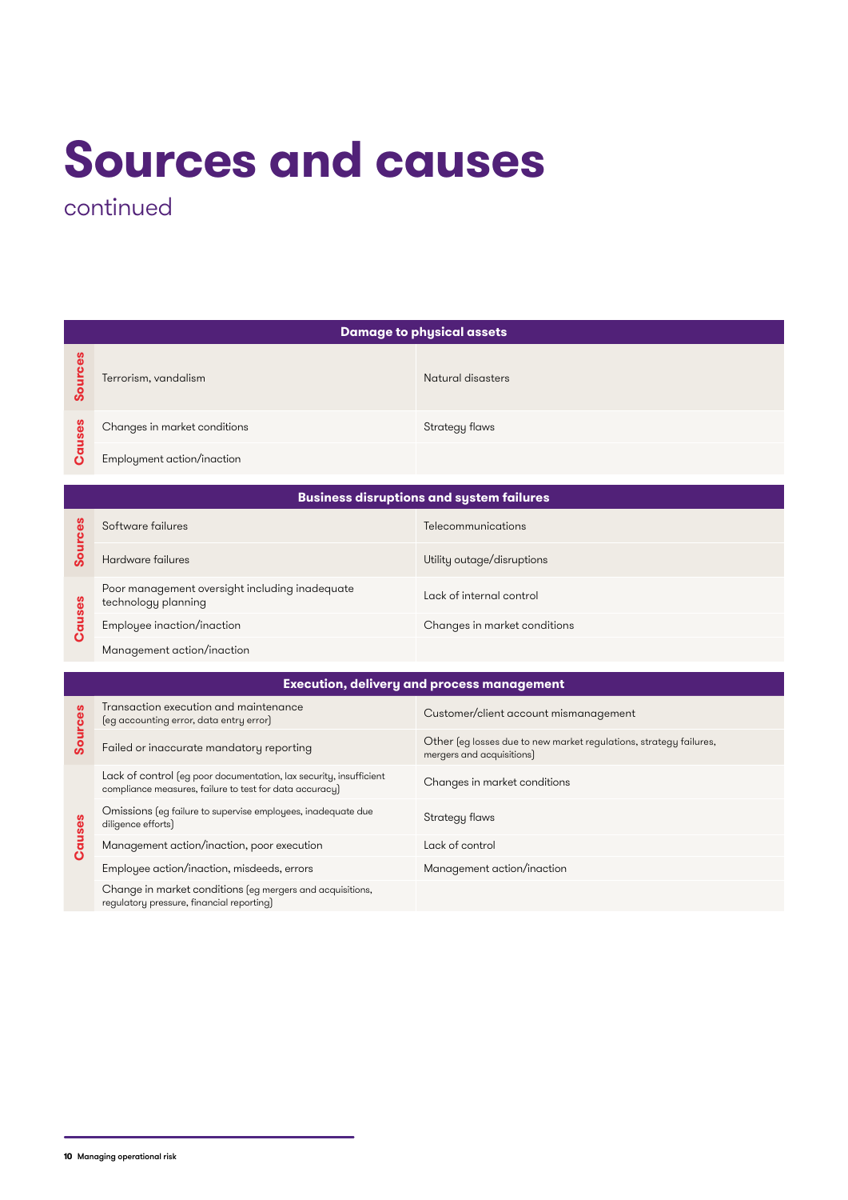# Sources and causes

continued

| Damage to physical assets | | |
|---|---|---|
| Sources | Terrorism, vandalism | Natural disasters |
| Causes | Changes in market conditions | Strategy flaws |
| | Employment action/inaction | |

| Business disruptions and system failures | | |
|---|---|---|
| Sources | Software failures | Telecommunications |
| | Hardware failures | Utility outage/disruptions |
| Causes | Poor management oversight including inadequate technology planning | Lack of internal control |
| | Employee inaction/inaction | Changes in market conditions |
| | Management action/inaction | |

| Execution, delivery and process management | | |
|---|---|---|
| Sources | Transaction execution and maintenance (eg accounting error, data entry error) | Customer/client account mismanagement |
| | Failed or inaccurate mandatory reporting | Other (eg losses due to new market regulations, strategy failures, mergers and acquisitions) |
| Causes | Lack of control (eg poor documentation, lax security, insufficient compliance measures, failure to test for data accuracy) | Changes in market conditions |
| | Omissions (eg failure to supervise employees, inadequate due diligence efforts) | Strategy flaws |
| | Management action/inaction, poor execution | Lack of control |
| | Employee action/inaction, misdeeds, errors | Management action/inaction |
| | Change in market conditions (eg mergers and acquisitions, regulatory pressure, financial reporting) | |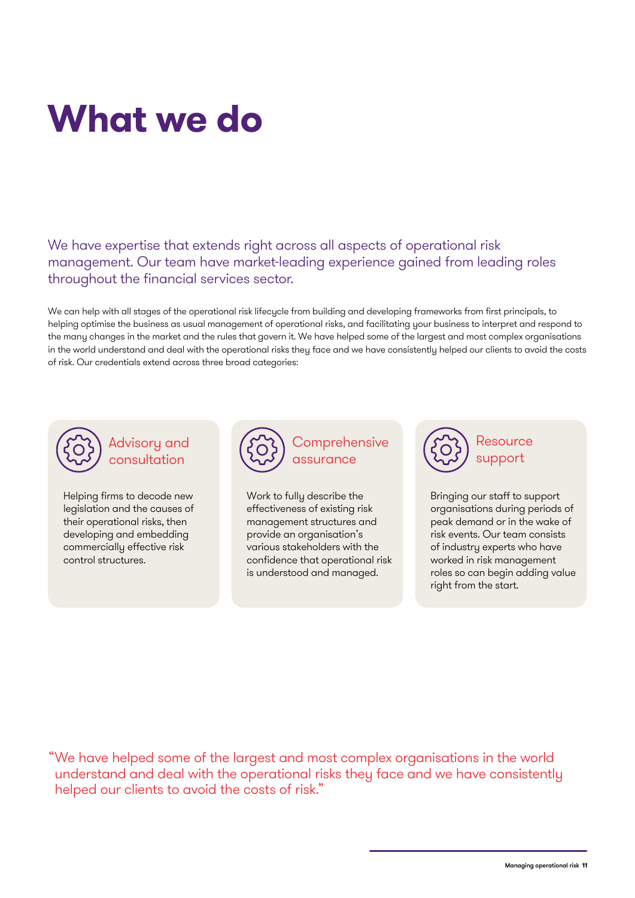# What we do

We have expertise that extends right across all aspects of operational risk management. Our team have market-leading experience gained from leading roles throughout the financial services sector.

We can help with all stages of the operational risk lifecycle from building and developing frameworks from first principals, to helping optimise the business as usual management of operational risks, and facilitating your business to interpret and respond to the many changes in the market and the rules that govern it. We have helped some of the largest and most complex organisations in the world understand and deal with the operational risks they face and we have consistently helped our clients to avoid the costs of risk. Our credentials extend across three broad categories:

### Advisory and consultation

Helping firms to decode new legislation and the causes of their operational risks, then developing and embedding commercially effective risk control structures.

### Comprehensive assurance

Work to fully describe the effectiveness of existing risk management structures and provide an organisation's various stakeholders with the confidence that operational risk is understood and managed.

### Resource support

Bringing our staff to support organisations during periods of peak demand or in the wake of risk events. Our team consists of industry experts who have worked in risk management roles so can begin adding value right from the start.

"We have helped some of the largest and most complex organisations in the world understand and deal with the operational risks they face and we have consistently helped our clients to avoid the costs of risk."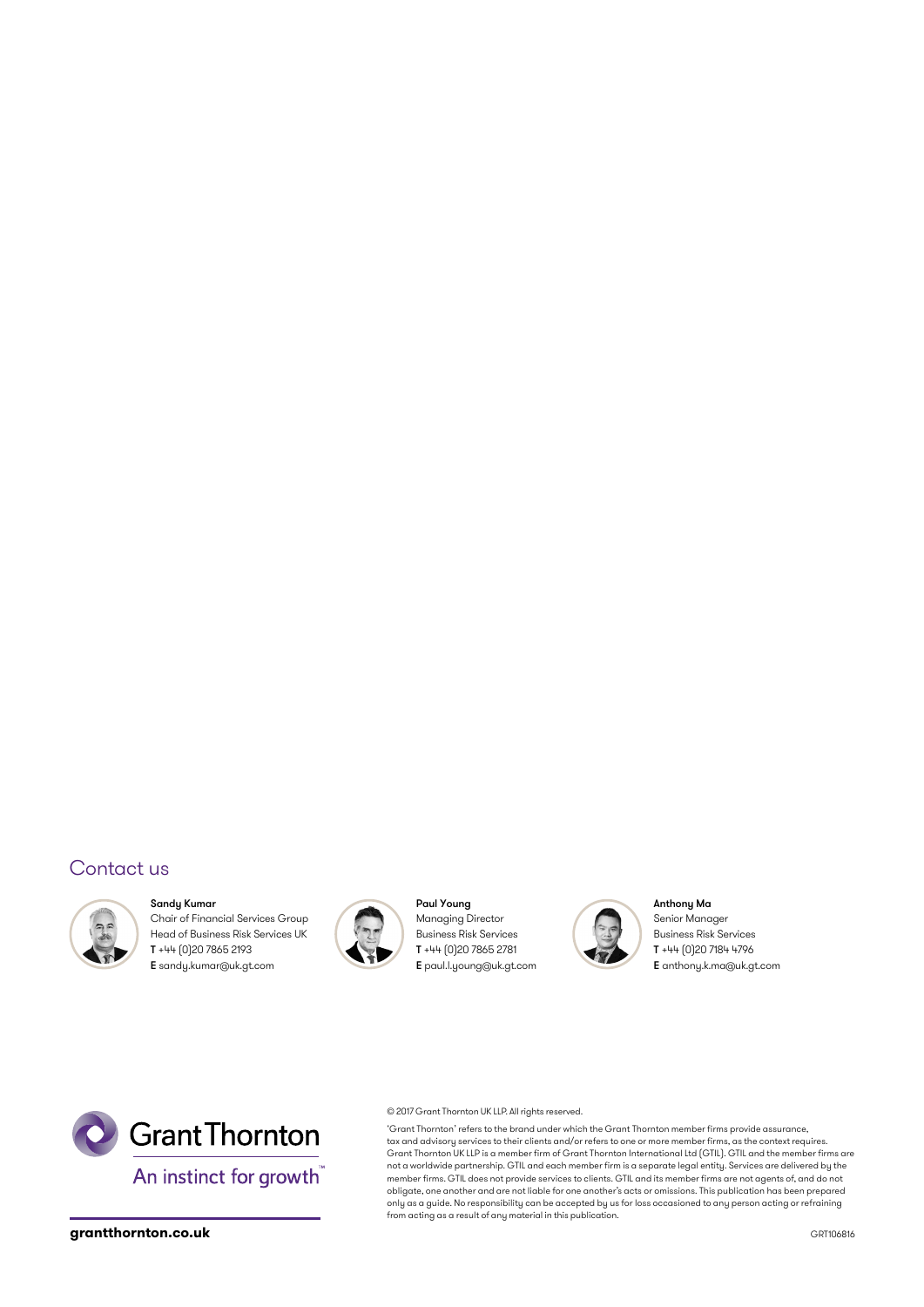## Contact us

**Sandy Kumar**
Chair of Financial Services Group
Head of Business Risk Services UK
**T** +44 (0)20 7865 2193
**E** sandy.kumar@uk.gt.com

**Paul Young**
Managing Director
Business Risk Services
**T** +44 (0)20 7865 2781
**E** paul.l.young@uk.gt.com

**Anthony Ma**
Senior Manager
Business Risk Services
**T** +44 (0)20 7184 4796
**E** anthony.k.ma@uk.gt.com

Grant Thornton
An instinct for growth™

© 2017 Grant Thornton UK LLP. All rights reserved.

'Grant Thornton' refers to the brand under which the Grant Thornton member firms provide assurance, tax and advisory services to their clients and/or refers to one or more member firms, as the context requires. Grant Thornton UK LLP is a member firm of Grant Thornton International Ltd (GTIL). GTIL and the member firms are not a worldwide partnership. GTIL and each member firm is a separate legal entity. Services are delivered by the member firms. GTIL does not provide services to clients. GTIL and its member firms are not agents of, and do not obligate, one another and are not liable for one another's acts or omissions. This publication has been prepared only as a guide. No responsibility can be accepted by us for loss occasioned to any person acting or refraining from acting as a result of any material in this publication.

**grantthornton.co.uk**

GRT106816